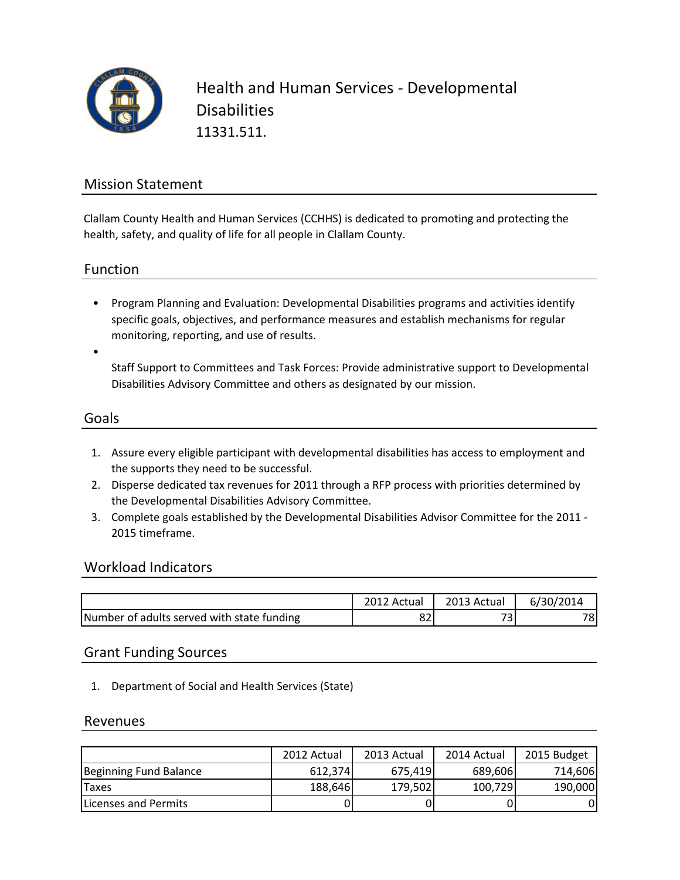# Health and Human Services - Developmental Disabilities

11331.511.

## Mission Statement

Clallam County Health and Human Services (CCHHS) is dedicated to promoting and protecting the health, safety, and quality of life for all people in Clallam County.

## Function

- Program Planning and Evaluation: Developmental Disabilities programs and activities identify specific goals, objectives, and performance measures and establish mechanisms for regular monitoring, reporting, and use of results.
- Staff Support to Committees and Task Forces: Provide administrative support to Developmental Disabilities Advisory Committee and others as designated by our mission.

## Goals

1. Assure every eligible participant with developmental disabilities has access to employment and the supports they need to be successful.
2. Disperse dedicated tax revenues for 2011 through a RFP process with priorities determined by the Developmental Disabilities Advisory Committee.
3. Complete goals established by the Developmental Disabilities Advisor Committee for the 2011 - 2015 timeframe.

## Workload Indicators

| | 2012 Actual | 2013 Actual | 6/30/2014 |
|---|---|---|---|
| Number of adults served with state funding | 82 | 73 | 78 |

## Grant Funding Sources

1. Department of Social and Health Services (State)

## Revenues

| | 2012 Actual | 2013 Actual | 2014 Actual | 2015 Budget |
|---|---|---|---|---|
| Beginning Fund Balance | 612,374 | 675,419 | 689,606 | 714,606 |
| Taxes | 188,646 | 179,502 | 100,729 | 190,000 |
| Licenses and Permits | 0 | 0 | 0 | 0 |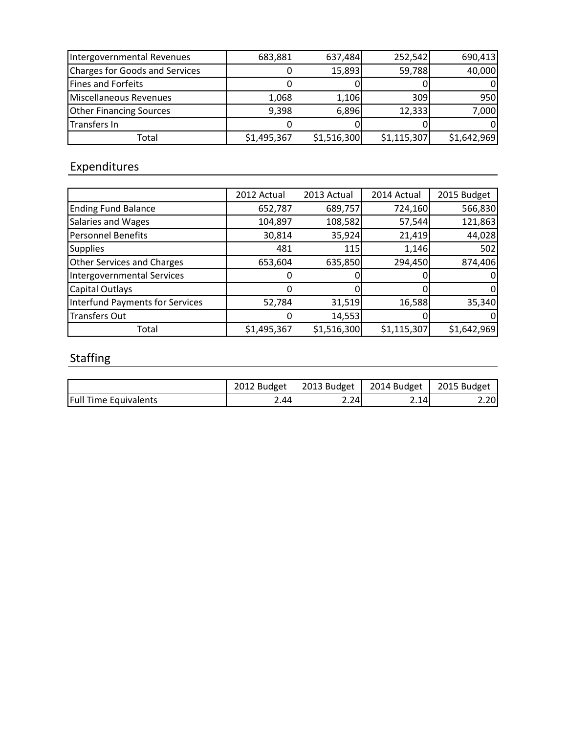| | | | | |
|---|---|---|---|---|
| Intergovernmental Revenues | 683,881 | 637,484 | 252,542 | 690,413 |
| Charges for Goods and Services | 0 | 15,893 | 59,788 | 40,000 |
| Fines and Forfeits | 0 | 0 | 0 | 0 |
| Miscellaneous Revenues | 1,068 | 1,106 | 309 | 950 |
| Other Financing Sources | 9,398 | 6,896 | 12,333 | 7,000 |
| Transfers In | 0 | 0 | 0 | 0 |
| Total | $1,495,367 | $1,516,300 | $1,115,307 | $1,642,969 |

## Expenditures

| | 2012 Actual | 2013 Actual | 2014 Actual | 2015 Budget |
|---|---|---|---|---|
| Ending Fund Balance | 652,787 | 689,757 | 724,160 | 566,830 |
| Salaries and Wages | 104,897 | 108,582 | 57,544 | 121,863 |
| Personnel Benefits | 30,814 | 35,924 | 21,419 | 44,028 |
| Supplies | 481 | 115 | 1,146 | 502 |
| Other Services and Charges | 653,604 | 635,850 | 294,450 | 874,406 |
| Intergovernmental Services | 0 | 0 | 0 | 0 |
| Capital Outlays | 0 | 0 | 0 | 0 |
| Interfund Payments for Services | 52,784 | 31,519 | 16,588 | 35,340 |
| Transfers Out | 0 | 14,553 | 0 | 0 |
| Total | $1,495,367 | $1,516,300 | $1,115,307 | $1,642,969 |

## Staffing

| | 2012 Budget | 2013 Budget | 2014 Budget | 2015 Budget |
|---|---|---|---|---|
| Full Time Equivalents | 2.44 | 2.24 | 2.14 | 2.20 |